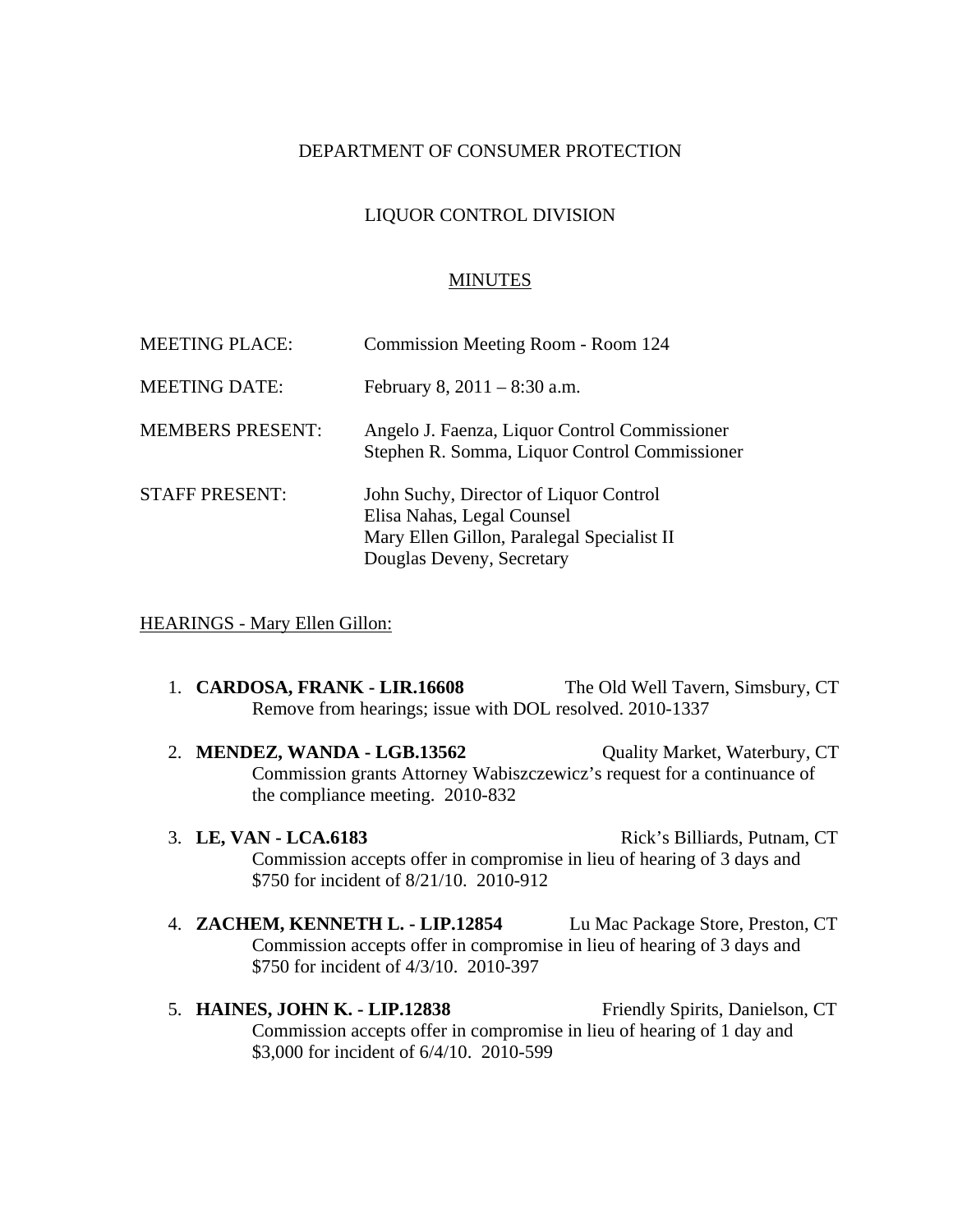DEPARTMENT OF CONSUMER PROTECTION

LIQUOR CONTROL DIVISION

MINUTES

| | |
|---|---|
| MEETING PLACE: | Commission Meeting Room - Room 124 |
| MEETING DATE: | February 8, 2011 – 8:30 a.m. |
| MEMBERS PRESENT: | Angelo J. Faenza, Liquor Control Commissioner<br>Stephen R. Somma, Liquor Control Commissioner |
| STAFF PRESENT: | John Suchy, Director of Liquor Control<br>Elisa Nahas, Legal Counsel<br>Mary Ellen Gillon, Paralegal Specialist II<br>Douglas Deveny, Secretary |

HEARINGS - Mary Ellen Gillon:

1. **CARDOSA, FRANK - LIR.16608** The Old Well Tavern, Simsbury, CT
   Remove from hearings; issue with DOL resolved. 2010-1337

2. **MENDEZ, WANDA - LGB.13562** Quality Market, Waterbury, CT
   Commission grants Attorney Wabiszczewicz's request for a continuance of the compliance meeting. 2010-832

3. **LE, VAN - LCA.6183** Rick's Billiards, Putnam, CT
   Commission accepts offer in compromise in lieu of hearing of 3 days and $750 for incident of 8/21/10. 2010-912

4. **ZACHEM, KENNETH L. - LIP.12854** Lu Mac Package Store, Preston, CT
   Commission accepts offer in compromise in lieu of hearing of 3 days and $750 for incident of 4/3/10. 2010-397

5. **HAINES, JOHN K. - LIP.12838** Friendly Spirits, Danielson, CT
   Commission accepts offer in compromise in lieu of hearing of 1 day and $3,000 for incident of 6/4/10. 2010-599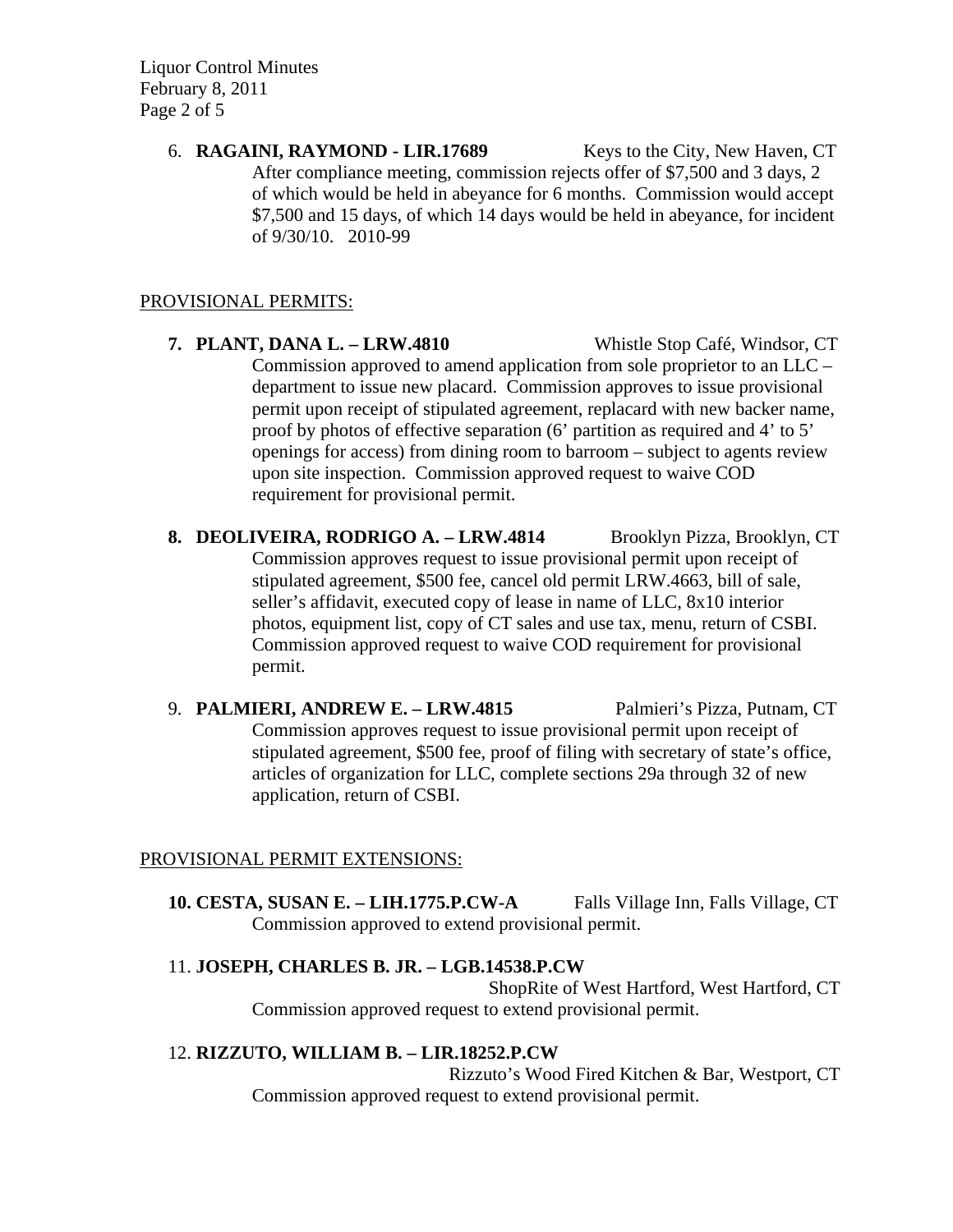6. **RAGAINI, RAYMOND - LIR.17689** Keys to the City, New Haven, CT

   After compliance meeting, commission rejects offer of $7,500 and 3 days, 2 of which would be held in abeyance for 6 months. Commission would accept $7,500 and 15 days, of which 14 days would be held in abeyance, for incident of 9/30/10. 2010-99

## PROVISIONAL PERMITS:

7. **PLANT, DANA L. – LRW.4810** Whistle Stop Café, Windsor, CT

   Commission approved to amend application from sole proprietor to an LLC – department to issue new placard. Commission approves to issue provisional permit upon receipt of stipulated agreement, replacard with new backer name, proof by photos of effective separation (6' partition as required and 4' to 5' openings for access) from dining room to barroom – subject to agents review upon site inspection. Commission approved request to waive COD requirement for provisional permit.

8. **DEOLIVEIRA, RODRIGO A. – LRW.4814** Brooklyn Pizza, Brooklyn, CT

   Commission approves request to issue provisional permit upon receipt of stipulated agreement, $500 fee, cancel old permit LRW.4663, bill of sale, seller's affidavit, executed copy of lease in name of LLC, 8x10 interior photos, equipment list, copy of CT sales and use tax, menu, return of CSBI. Commission approved request to waive COD requirement for provisional permit.

9. **PALMIERI, ANDREW E. – LRW.4815** Palmieri's Pizza, Putnam, CT

   Commission approves request to issue provisional permit upon receipt of stipulated agreement, $500 fee, proof of filing with secretary of state's office, articles of organization for LLC, complete sections 29a through 32 of new application, return of CSBI.

## PROVISIONAL PERMIT EXTENSIONS:

10. **CESTA, SUSAN E. – LIH.1775.P.CW-A** Falls Village Inn, Falls Village, CT

    Commission approved to extend provisional permit.

11. **JOSEPH, CHARLES B. JR. – LGB.14538.P.CW** ShopRite of West Hartford, West Hartford, CT

    Commission approved request to extend provisional permit.

12. **RIZZUTO, WILLIAM B. – LIR.18252.P.CW** Rizzuto's Wood Fired Kitchen & Bar, Westport, CT

    Commission approved request to extend provisional permit.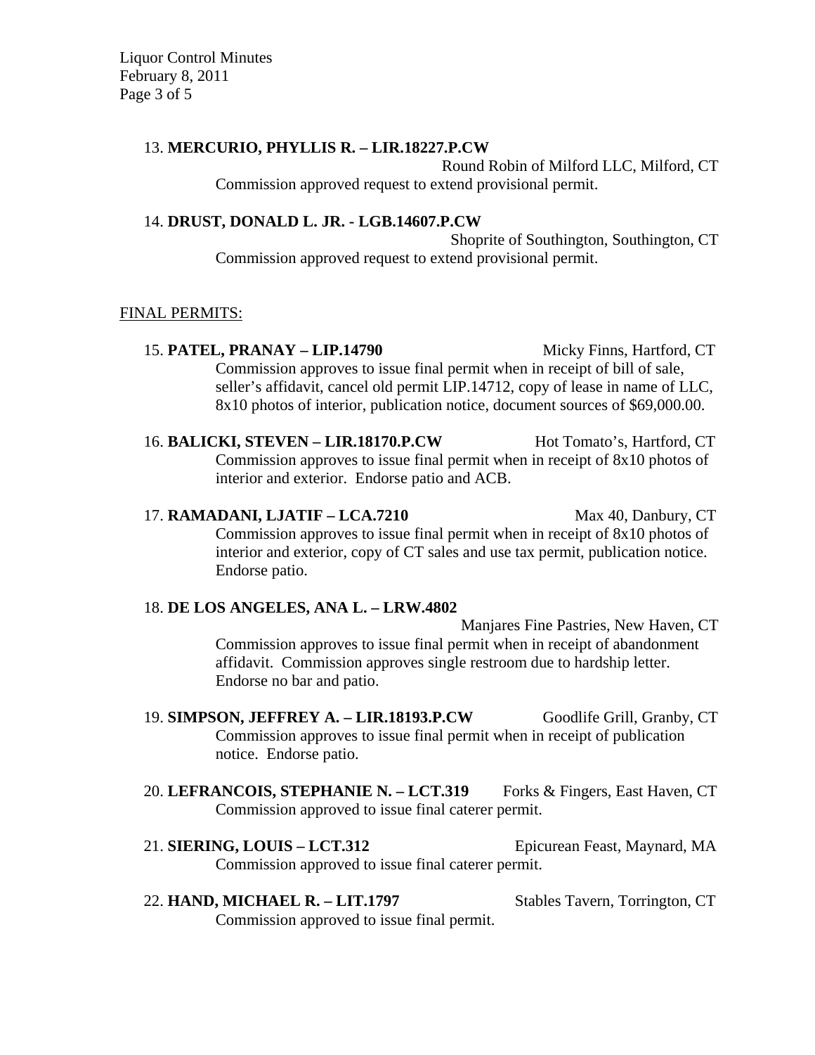13. **MERCURIO, PHYLLIS R. – LIR.18227.P.CW**
Round Robin of Milford LLC, Milford, CT
Commission approved request to extend provisional permit.

14. **DRUST, DONALD L. JR. - LGB.14607.P.CW**
Shoprite of Southington, Southington, CT
Commission approved request to extend provisional permit.

FINAL PERMITS:

15. **PATEL, PRANAY – LIP.14790** Micky Finns, Hartford, CT
Commission approves to issue final permit when in receipt of bill of sale, seller's affidavit, cancel old permit LIP.14712, copy of lease in name of LLC, 8x10 photos of interior, publication notice, document sources of $69,000.00.

16. **BALICKI, STEVEN – LIR.18170.P.CW** Hot Tomato's, Hartford, CT
Commission approves to issue final permit when in receipt of 8x10 photos of interior and exterior. Endorse patio and ACB.

17. **RAMADANI, LJATIF – LCA.7210** Max 40, Danbury, CT
Commission approves to issue final permit when in receipt of 8x10 photos of interior and exterior, copy of CT sales and use tax permit, publication notice. Endorse patio.

18. **DE LOS ANGELES, ANA L. – LRW.4802**
Manjares Fine Pastries, New Haven, CT
Commission approves to issue final permit when in receipt of abandonment affidavit. Commission approves single restroom due to hardship letter. Endorse no bar and patio.

19. **SIMPSON, JEFFREY A. – LIR.18193.P.CW** Goodlife Grill, Granby, CT
Commission approves to issue final permit when in receipt of publication notice. Endorse patio.

20. **LEFRANCOIS, STEPHANIE N. – LCT.319** Forks & Fingers, East Haven, CT
Commission approved to issue final caterer permit.

21. **SIERING, LOUIS – LCT.312** Epicurean Feast, Maynard, MA
Commission approved to issue final caterer permit.

22. **HAND, MICHAEL R. – LIT.1797** Stables Tavern, Torrington, CT
Commission approved to issue final permit.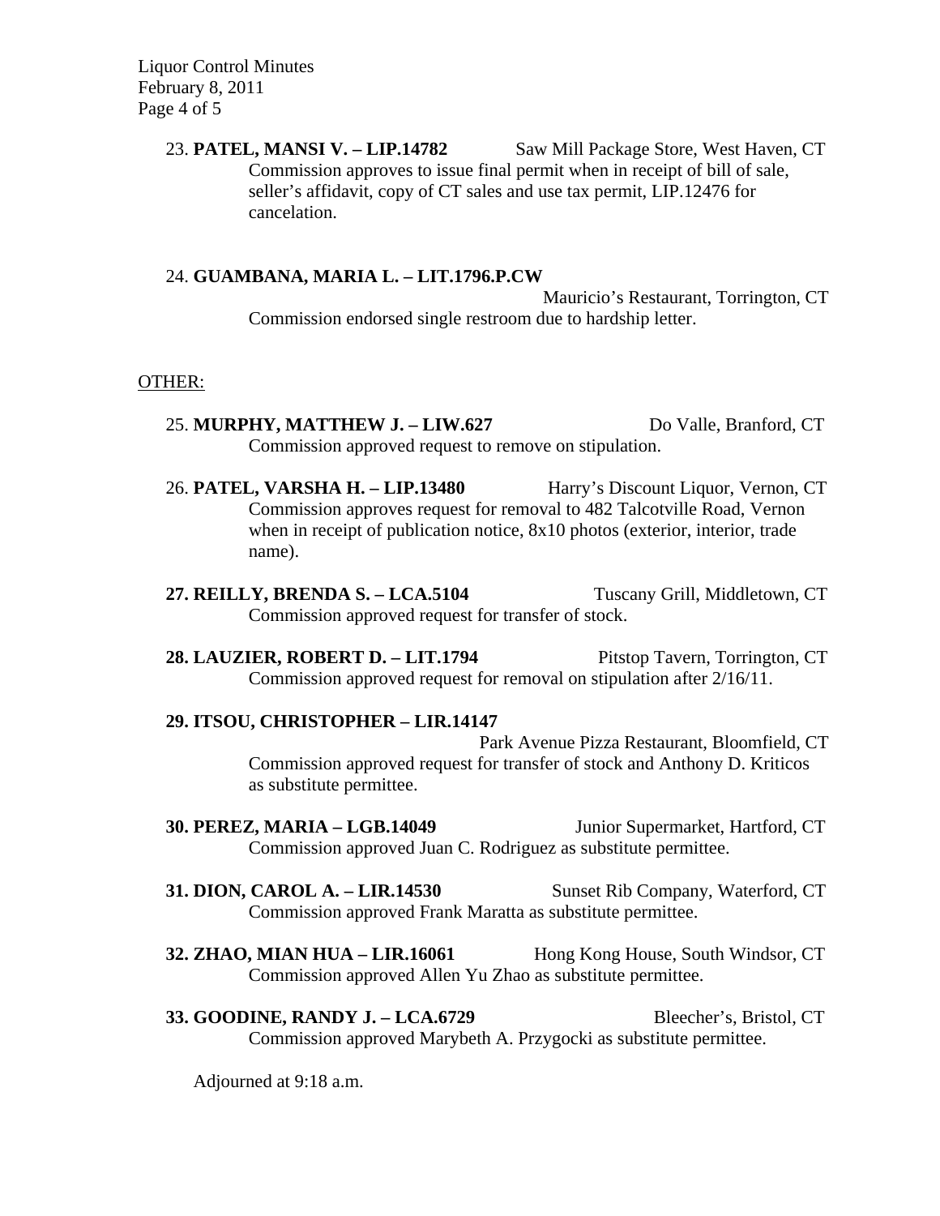23. **PATEL, MANSI V. – LIP.14782** Saw Mill Package Store, West Haven, CT
Commission approves to issue final permit when in receipt of bill of sale, seller's affidavit, copy of CT sales and use tax permit, LIP.12476 for cancelation.

24. **GUAMBANA, MARIA L. – LIT.1796.P.CW** Mauricio's Restaurant, Torrington, CT
Commission endorsed single restroom due to hardship letter.

OTHER:

25. **MURPHY, MATTHEW J. – LIW.627** Do Valle, Branford, CT
Commission approved request to remove on stipulation.

26. **PATEL, VARSHA H. – LIP.13480** Harry's Discount Liquor, Vernon, CT
Commission approves request for removal to 482 Talcotville Road, Vernon when in receipt of publication notice, 8x10 photos (exterior, interior, trade name).

**27. REILLY, BRENDA S. – LCA.5104** Tuscany Grill, Middletown, CT
Commission approved request for transfer of stock.

**28. LAUZIER, ROBERT D. – LIT.1794** Pitstop Tavern, Torrington, CT
Commission approved request for removal on stipulation after 2/16/11.

**29. ITSOU, CHRISTOPHER – LIR.14147** Park Avenue Pizza Restaurant, Bloomfield, CT
Commission approved request for transfer of stock and Anthony D. Kriticos as substitute permittee.

**30. PEREZ, MARIA – LGB.14049** Junior Supermarket, Hartford, CT
Commission approved Juan C. Rodriguez as substitute permittee.

**31. DION, CAROL A. – LIR.14530** Sunset Rib Company, Waterford, CT
Commission approved Frank Maratta as substitute permittee.

**32. ZHAO, MIAN HUA – LIR.16061** Hong Kong House, South Windsor, CT
Commission approved Allen Yu Zhao as substitute permittee.

**33. GOODINE, RANDY J. – LCA.6729** Bleecher's, Bristol, CT
Commission approved Marybeth A. Przygocki as substitute permittee.

Adjourned at 9:18 a.m.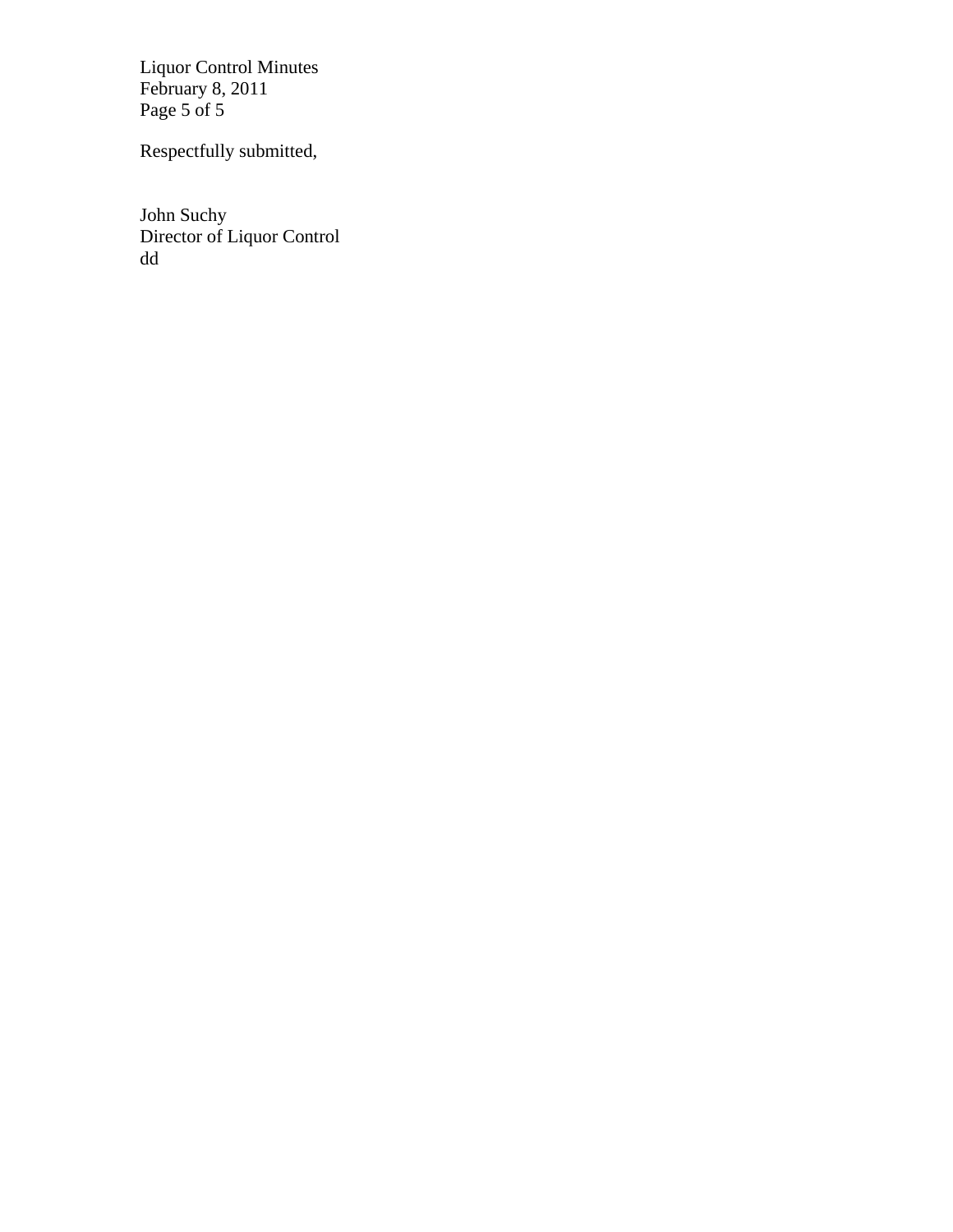Respectfully submitted,

John Suchy
Director of Liquor Control
dd